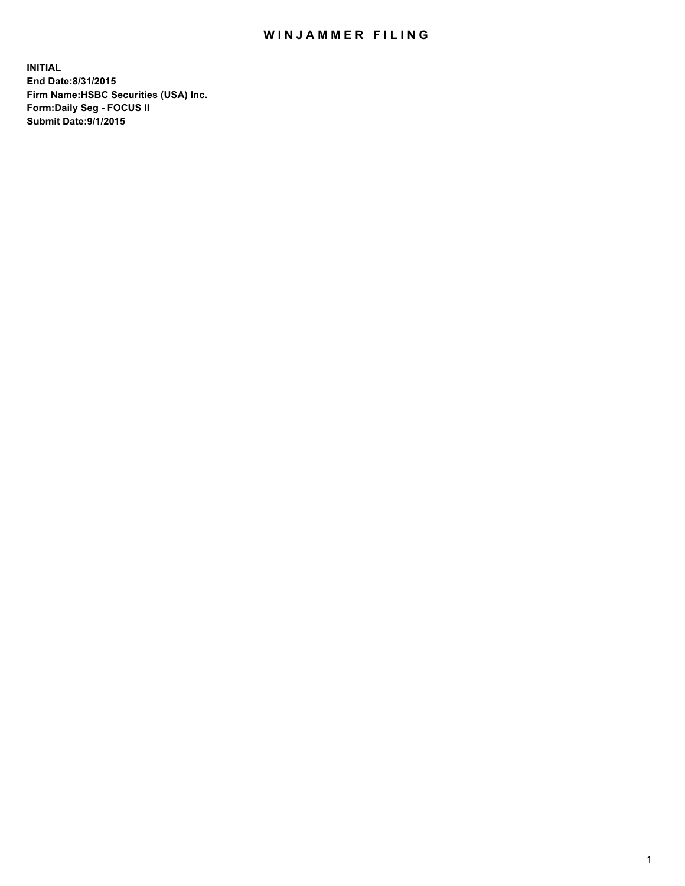# WINJAMMER FILING

**INITIAL**
**End Date:8/31/2015**
**Firm Name:HSBC Securities (USA) Inc.**
**Form:Daily Seg - FOCUS II**
**Submit Date:9/1/2015**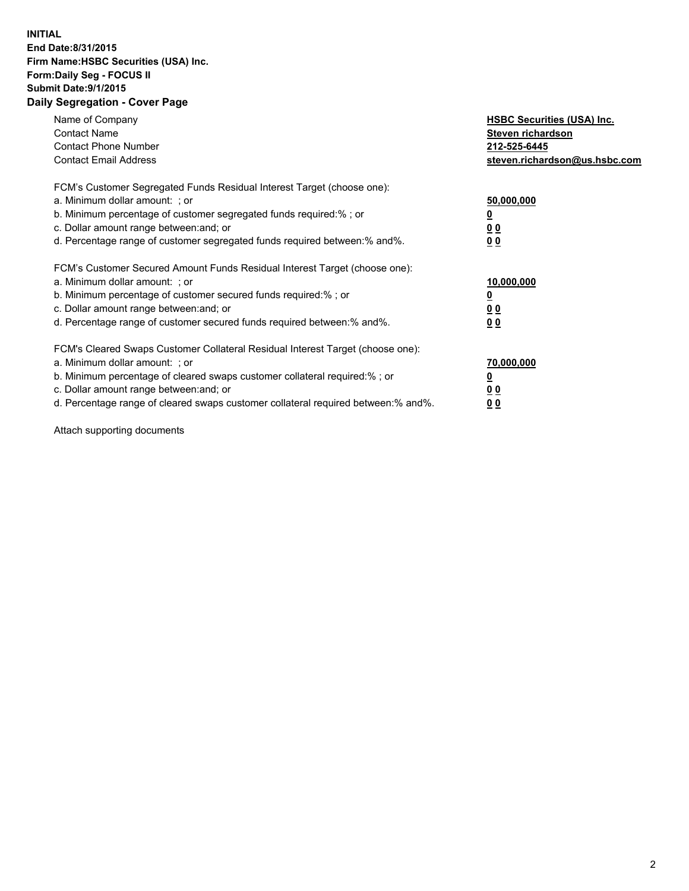**INITIAL**
**End Date:8/31/2015**
**Firm Name:HSBC Securities (USA) Inc.**
**Form:Daily Seg - FOCUS II**
**Submit Date:9/1/2015**

## Daily Segregation - Cover Page

| | |
|---|---|
| Name of Company | **HSBC Securities (USA) Inc.** |
| Contact Name | **Steven richardson** |
| Contact Phone Number | **212-525-6445** |
| Contact Email Address | **steven.richardson@us.hsbc.com** |

| | |
|---|---|
| FCM's Customer Segregated Funds Residual Interest Target (choose one): | |
| a. Minimum dollar amount: ; or | **50,000,000** |
| b. Minimum percentage of customer segregated funds required:% ; or | **0** |
| c. Dollar amount range between:and; or | **0 0** |
| d. Percentage range of customer segregated funds required between:% and%. | **0 0** |

| | |
|---|---|
| FCM's Customer Secured Amount Funds Residual Interest Target (choose one): | |
| a. Minimum dollar amount: ; or | **10,000,000** |
| b. Minimum percentage of customer secured funds required:% ; or | **0** |
| c. Dollar amount range between:and; or | **0 0** |
| d. Percentage range of customer secured funds required between:% and%. | **0 0** |

| | |
|---|---|
| FCM's Cleared Swaps Customer Collateral Residual Interest Target (choose one): | |
| a. Minimum dollar amount: ; or | **70,000,000** |
| b. Minimum percentage of cleared swaps customer collateral required:% ; or | **0** |
| c. Dollar amount range between:and; or | **0 0** |
| d. Percentage range of cleared swaps customer collateral required between:% and%. | **0 0** |

Attach supporting documents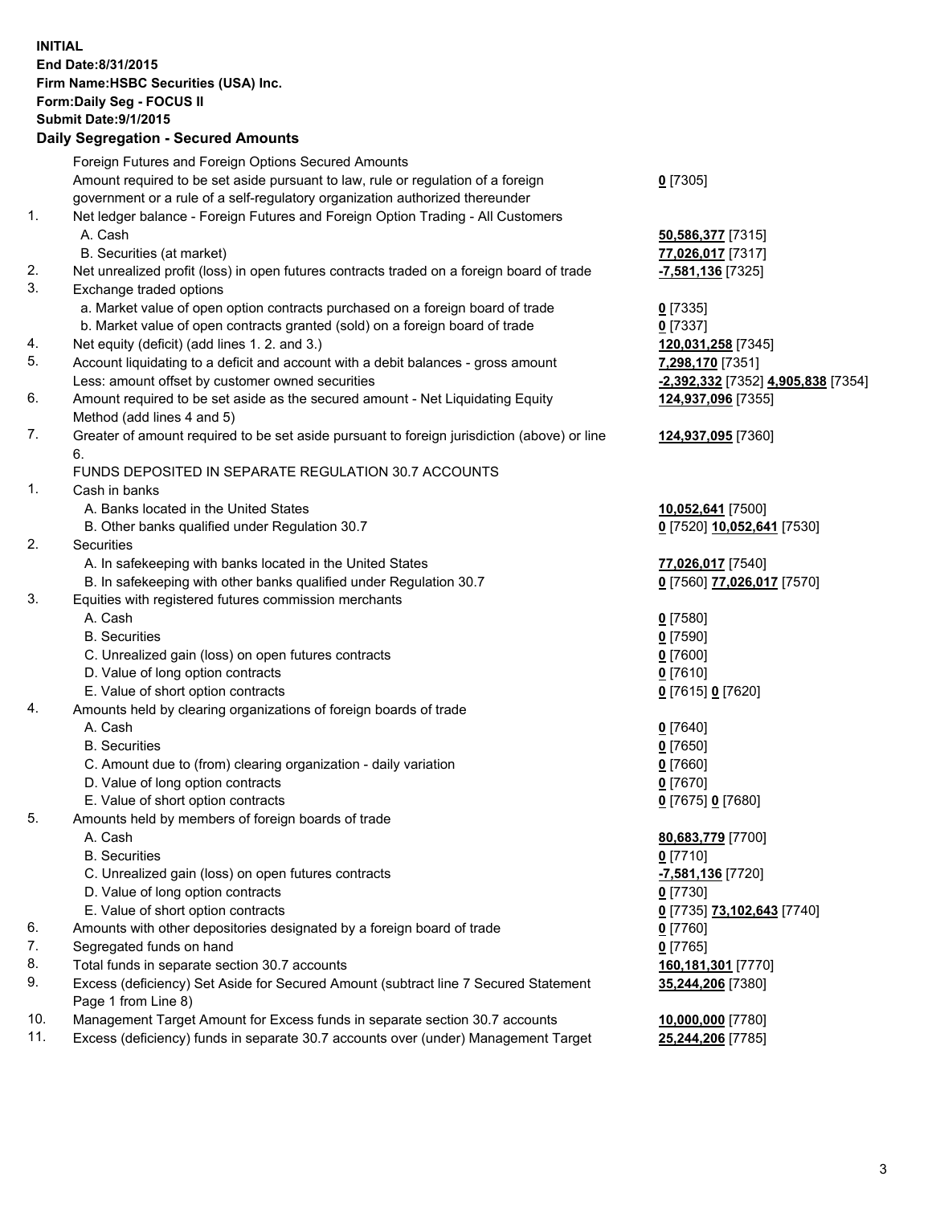**INITIAL**
**End Date:8/31/2015**
**Firm Name:HSBC Securities (USA) Inc.**
**Form:Daily Seg - FOCUS II**
**Submit Date:9/1/2015**

## Daily Segregation - Secured Amounts

| | | |
|---|---|---|
| | Foreign Futures and Foreign Options Secured Amounts | |
| | Amount required to be set aside pursuant to law, rule or regulation of a foreign government or a rule of a self-regulatory organization authorized thereunder | **0** [7305] |
| 1. | Net ledger balance - Foreign Futures and Foreign Option Trading - All Customers | |
| | A. Cash | **50,586,377** [7315] |
| | B. Securities (at market) | **77,026,017** [7317] |
| 2. | Net unrealized profit (loss) in open futures contracts traded on a foreign board of trade | **-7,581,136** [7325] |
| 3. | Exchange traded options | |
| | a. Market value of open option contracts purchased on a foreign board of trade | **0** [7335] |
| | b. Market value of open contracts granted (sold) on a foreign board of trade | **0** [7337] |
| 4. | Net equity (deficit) (add lines 1. 2. and 3.) | **120,031,258** [7345] |
| 5. | Account liquidating to a deficit and account with a debit balances - gross amount | **7,298,170** [7351] |
| | Less: amount offset by customer owned securities | **-2,392,332** [7352] **4,905,838** [7354] |
| 6. | Amount required to be set aside as the secured amount - Net Liquidating Equity Method (add lines 4 and 5) | **124,937,096** [7355] |
| 7. | Greater of amount required to be set aside pursuant to foreign jurisdiction (above) or line 6. | **124,937,095** [7360] |
| | FUNDS DEPOSITED IN SEPARATE REGULATION 30.7 ACCOUNTS | |
| 1. | Cash in banks | |
| | A. Banks located in the United States | **10,052,641** [7500] |
| | B. Other banks qualified under Regulation 30.7 | **0** [7520] **10,052,641** [7530] |
| 2. | Securities | |
| | A. In safekeeping with banks located in the United States | **77,026,017** [7540] |
| | B. In safekeeping with other banks qualified under Regulation 30.7 | **0** [7560] **77,026,017** [7570] |
| 3. | Equities with registered futures commission merchants | |
| | A. Cash | **0** [7580] |
| | B. Securities | **0** [7590] |
| | C. Unrealized gain (loss) on open futures contracts | **0** [7600] |
| | D. Value of long option contracts | **0** [7610] |
| | E. Value of short option contracts | **0** [7615] **0** [7620] |
| 4. | Amounts held by clearing organizations of foreign boards of trade | |
| | A. Cash | **0** [7640] |
| | B. Securities | **0** [7650] |
| | C. Amount due to (from) clearing organization - daily variation | **0** [7660] |
| | D. Value of long option contracts | **0** [7670] |
| | E. Value of short option contracts | **0** [7675] **0** [7680] |
| 5. | Amounts held by members of foreign boards of trade | |
| | A. Cash | **80,683,779** [7700] |
| | B. Securities | **0** [7710] |
| | C. Unrealized gain (loss) on open futures contracts | **-7,581,136** [7720] |
| | D. Value of long option contracts | **0** [7730] |
| | E. Value of short option contracts | **0** [7735] **73,102,643** [7740] |
| 6. | Amounts with other depositories designated by a foreign board of trade | **0** [7760] |
| 7. | Segregated funds on hand | **0** [7765] |
| 8. | Total funds in separate section 30.7 accounts | **160,181,301** [7770] |
| 9. | Excess (deficiency) Set Aside for Secured Amount (subtract line 7 Secured Statement Page 1 from Line 8) | **35,244,206** [7380] |
| 10. | Management Target Amount for Excess funds in separate section 30.7 accounts | **10,000,000** [7780] |
| 11. | Excess (deficiency) funds in separate 30.7 accounts over (under) Management Target | **25,244,206** [7785] |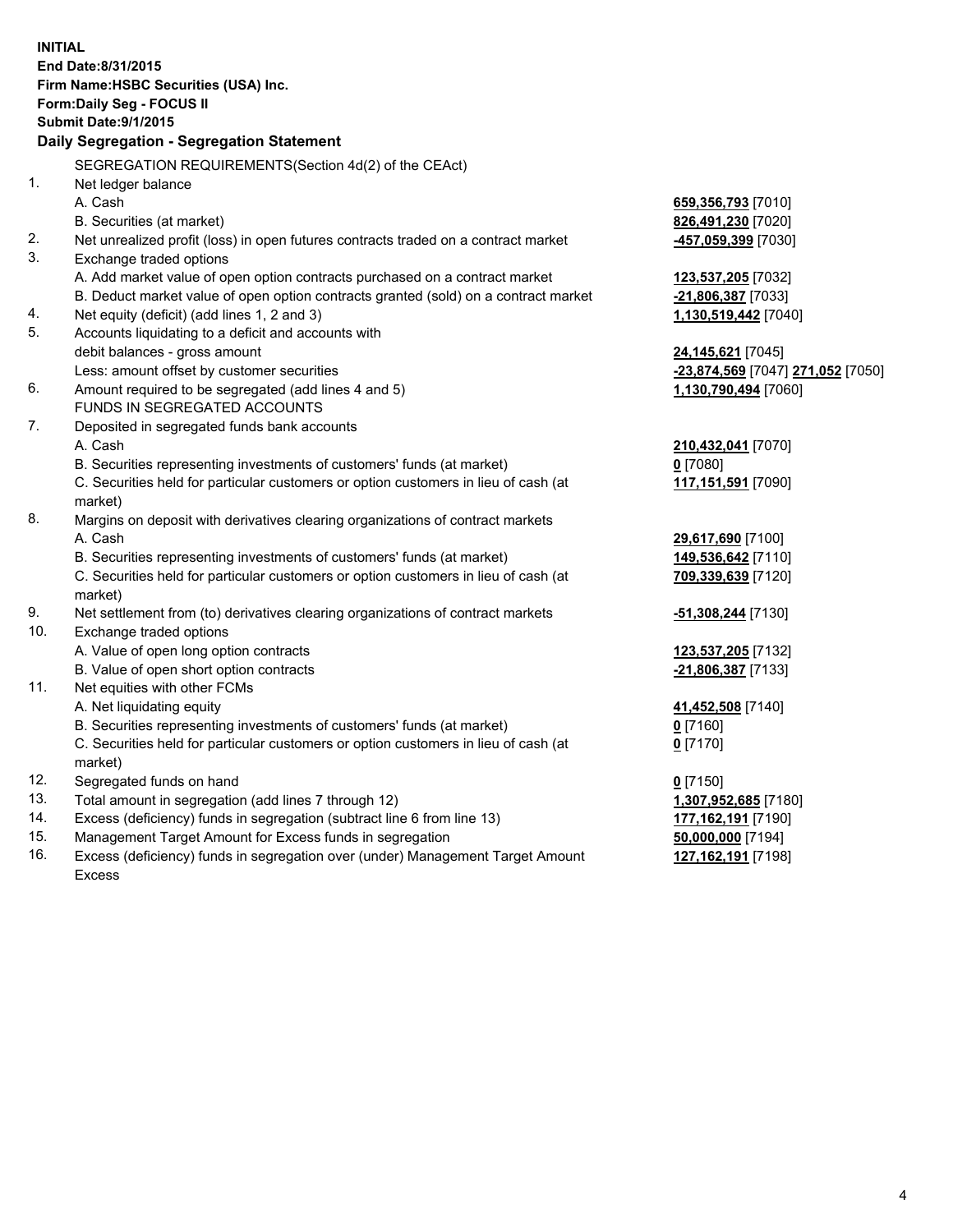**INITIAL**
**End Date:8/31/2015**
**Firm Name:HSBC Securities (USA) Inc.**
**Form:Daily Seg - FOCUS II**
**Submit Date:9/1/2015**

### Daily Segregation - Segregation Statement

| | | |
|---|---|---|
| | SEGREGATION REQUIREMENTS(Section 4d(2) of the CEAct) | |
| 1. | Net ledger balance | |
| | A. Cash | **659,356,793** [7010] |
| | B. Securities (at market) | **826,491,230** [7020] |
| 2. | Net unrealized profit (loss) in open futures contracts traded on a contract market | **-457,059,399** [7030] |
| 3. | Exchange traded options | |
| | A. Add market value of open option contracts purchased on a contract market | **123,537,205** [7032] |
| | B. Deduct market value of open option contracts granted (sold) on a contract market | **-21,806,387** [7033] |
| 4. | Net equity (deficit) (add lines 1, 2 and 3) | **1,130,519,442** [7040] |
| 5. | Accounts liquidating to a deficit and accounts with debit balances - gross amount | **24,145,621** [7045] |
| | Less: amount offset by customer securities | **-23,874,569** [7047] **271,052** [7050] |
| 6. | Amount required to be segregated (add lines 4 and 5) | **1,130,790,494** [7060] |
| | FUNDS IN SEGREGATED ACCOUNTS | |
| 7. | Deposited in segregated funds bank accounts | |
| | A. Cash | **210,432,041** [7070] |
| | B. Securities representing investments of customers' funds (at market) | **0** [7080] |
| | C. Securities held for particular customers or option customers in lieu of cash (at market) | **117,151,591** [7090] |
| 8. | Margins on deposit with derivatives clearing organizations of contract markets | |
| | A. Cash | **29,617,690** [7100] |
| | B. Securities representing investments of customers' funds (at market) | **149,536,642** [7110] |
| | C. Securities held for particular customers or option customers in lieu of cash (at market) | **709,339,639** [7120] |
| 9. | Net settlement from (to) derivatives clearing organizations of contract markets | **-51,308,244** [7130] |
| 10. | Exchange traded options | |
| | A. Value of open long option contracts | **123,537,205** [7132] |
| | B. Value of open short option contracts | **-21,806,387** [7133] |
| 11. | Net equities with other FCMs | |
| | A. Net liquidating equity | **41,452,508** [7140] |
| | B. Securities representing investments of customers' funds (at market) | **0** [7160] |
| | C. Securities held for particular customers or option customers in lieu of cash (at market) | **0** [7170] |
| 12. | Segregated funds on hand | **0** [7150] |
| 13. | Total amount in segregation (add lines 7 through 12) | **1,307,952,685** [7180] |
| 14. | Excess (deficiency) funds in segregation (subtract line 6 from line 13) | **177,162,191** [7190] |
| 15. | Management Target Amount for Excess funds in segregation | **50,000,000** [7194] |
| 16. | Excess (deficiency) funds in segregation over (under) Management Target Amount Excess | **127,162,191** [7198] |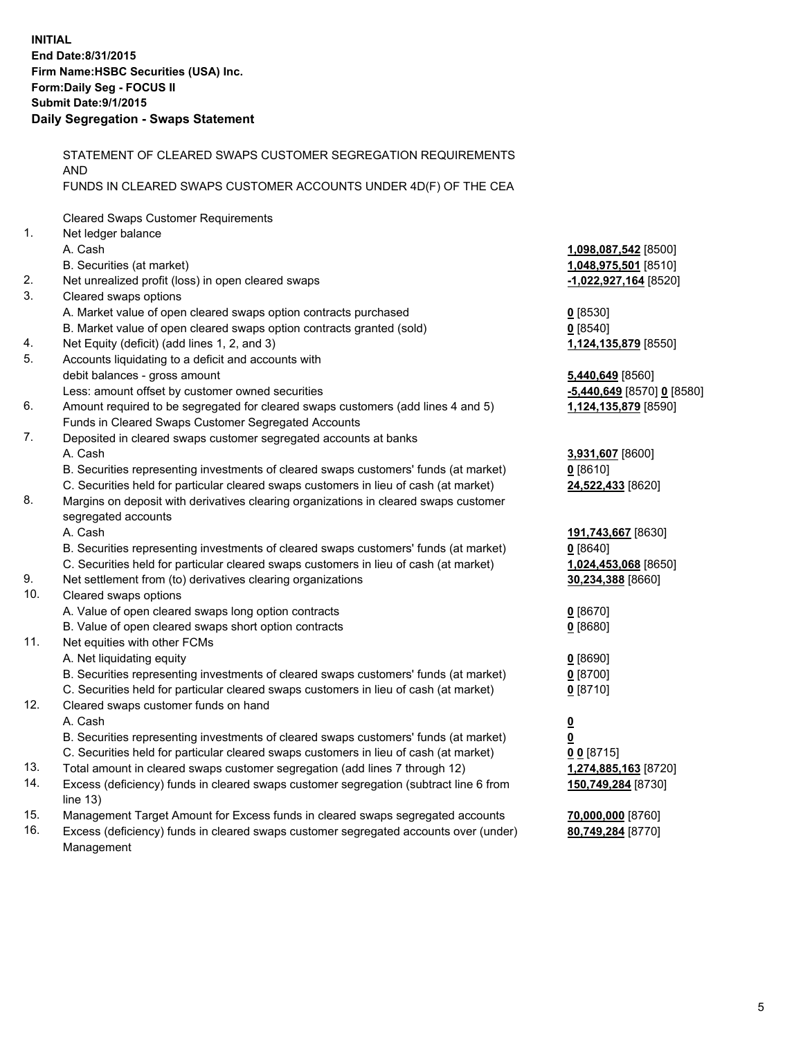**INITIAL**
**End Date:8/31/2015**
**Firm Name:HSBC Securities (USA) Inc.**
**Form:Daily Seg - FOCUS II**
**Submit Date:9/1/2015**
**Daily Segregation - Swaps Statement**

STATEMENT OF CLEARED SWAPS CUSTOMER SEGREGATION REQUIREMENTS AND FUNDS IN CLEARED SWAPS CUSTOMER ACCOUNTS UNDER 4D(F) OF THE CEA

| | | |
|---|---|---|
| | Cleared Swaps Customer Requirements | |
| 1. | Net ledger balance | |
| | A. Cash | **1,098,087,542** [8500] |
| | B. Securities (at market) | **1,048,975,501** [8510] |
| 2. | Net unrealized profit (loss) in open cleared swaps | **-1,022,927,164** [8520] |
| 3. | Cleared swaps options | |
| | A. Market value of open cleared swaps option contracts purchased | **0** [8530] |
| | B. Market value of open cleared swaps option contracts granted (sold) | **0** [8540] |
| 4. | Net Equity (deficit) (add lines 1, 2, and 3) | **1,124,135,879** [8550] |
| 5. | Accounts liquidating to a deficit and accounts with debit balances - gross amount | **5,440,649** [8560] |
| | Less: amount offset by customer owned securities | **-5,440,649** [8570] **0** [8580] |
| 6. | Amount required to be segregated for cleared swaps customers (add lines 4 and 5) | **1,124,135,879** [8590] |
| | Funds in Cleared Swaps Customer Segregated Accounts | |
| 7. | Deposited in cleared swaps customer segregated accounts at banks | |
| | A. Cash | **3,931,607** [8600] |
| | B. Securities representing investments of cleared swaps customers' funds (at market) | **0** [8610] |
| | C. Securities held for particular cleared swaps customers in lieu of cash (at market) | **24,522,433** [8620] |
| 8. | Margins on deposit with derivatives clearing organizations in cleared swaps customer segregated accounts | |
| | A. Cash | **191,743,667** [8630] |
| | B. Securities representing investments of cleared swaps customers' funds (at market) | **0** [8640] |
| | C. Securities held for particular cleared swaps customers in lieu of cash (at market) | **1,024,453,068** [8650] |
| 9. | Net settlement from (to) derivatives clearing organizations | **30,234,388** [8660] |
| 10. | Cleared swaps options | |
| | A. Value of open cleared swaps long option contracts | **0** [8670] |
| | B. Value of open cleared swaps short option contracts | **0** [8680] |
| 11. | Net equities with other FCMs | |
| | A. Net liquidating equity | **0** [8690] |
| | B. Securities representing investments of cleared swaps customers' funds (at market) | **0** [8700] |
| | C. Securities held for particular cleared swaps customers in lieu of cash (at market) | **0** [8710] |
| 12. | Cleared swaps customer funds on hand | |
| | A. Cash | **0** |
| | B. Securities representing investments of cleared swaps customers' funds (at market) | **0** |
| | C. Securities held for particular cleared swaps customers in lieu of cash (at market) | **0** **0** [8715] |
| 13. | Total amount in cleared swaps customer segregation (add lines 7 through 12) | **1,274,885,163** [8720] |
| 14. | Excess (deficiency) funds in cleared swaps customer segregation (subtract line 6 from line 13) | **150,749,284** [8730] |
| 15. | Management Target Amount for Excess funds in cleared swaps segregated accounts | **70,000,000** [8760] |
| 16. | Excess (deficiency) funds in cleared swaps customer segregated accounts over (under) Management | **80,749,284** [8770] |